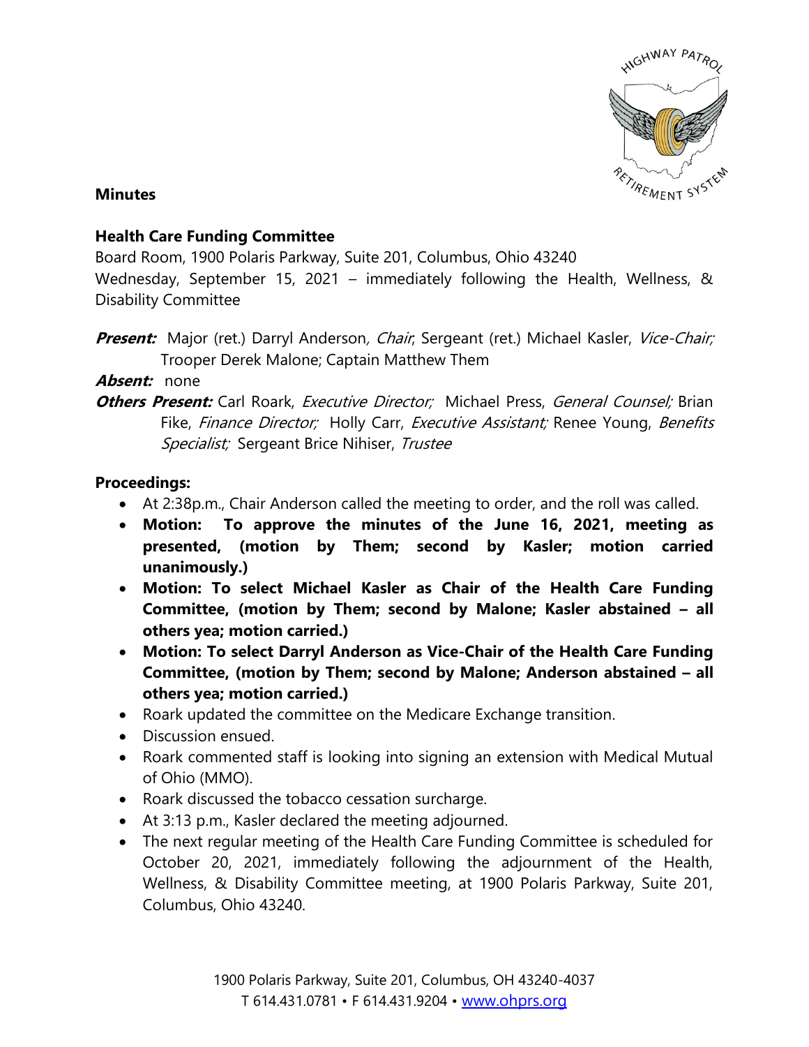**Minutes**

**Health Care Funding Committee**
Board Room, 1900 Polaris Parkway, Suite 201, Columbus, Ohio 43240
Wednesday, September 15, 2021 – immediately following the Health, Wellness, & Disability Committee

***Present:*** Major (ret.) Darryl Anderson, *Chair*; Sergeant (ret.) Michael Kasler, *Vice-Chair;* Trooper Derek Malone; Captain Matthew Them

***Absent:*** none

***Others Present:*** Carl Roark, *Executive Director;* Michael Press, *General Counsel;* Brian Fike, *Finance Director;* Holly Carr, *Executive Assistant;* Renee Young, *Benefits Specialist;* Sergeant Brice Nihiser, *Trustee*

**Proceedings:**

- At 2:38p.m., Chair Anderson called the meeting to order, and the roll was called.
- **Motion: To approve the minutes of the June 16, 2021, meeting as presented, (motion by Them; second by Kasler; motion carried unanimously.)**
- **Motion: To select Michael Kasler as Chair of the Health Care Funding Committee, (motion by Them; second by Malone; Kasler abstained – all others yea; motion carried.)**
- **Motion: To select Darryl Anderson as Vice-Chair of the Health Care Funding Committee, (motion by Them; second by Malone; Anderson abstained – all others yea; motion carried.)**
- Roark updated the committee on the Medicare Exchange transition.
- Discussion ensued.
- Roark commented staff is looking into signing an extension with Medical Mutual of Ohio (MMO).
- Roark discussed the tobacco cessation surcharge.
- At 3:13 p.m., Kasler declared the meeting adjourned.
- The next regular meeting of the Health Care Funding Committee is scheduled for October 20, 2021, immediately following the adjournment of the Health, Wellness, & Disability Committee meeting, at 1900 Polaris Parkway, Suite 201, Columbus, Ohio 43240.

1900 Polaris Parkway, Suite 201, Columbus, OH 43240-4037
T 614.431.0781 • F 614.431.9204 • www.ohprs.org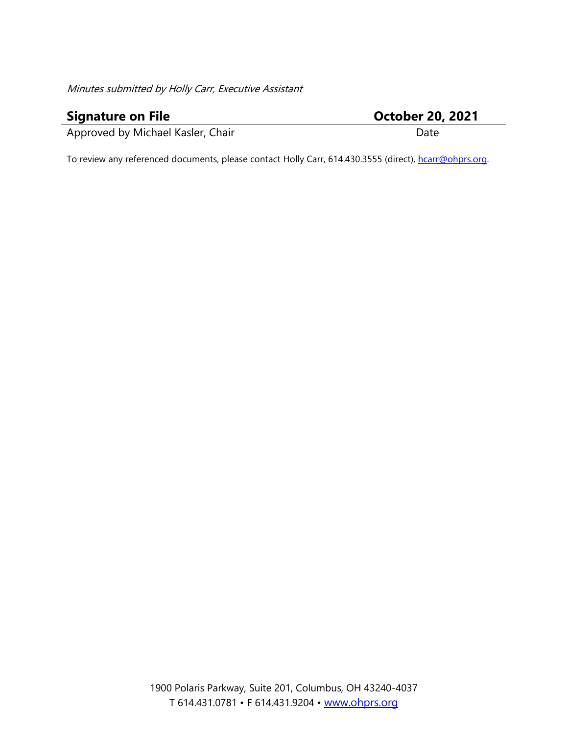*Minutes submitted by Holly Carr, Executive Assistant*

| | |
|---|---|
| **Signature on File** | **October 20, 2021** |
| Approved by Michael Kasler, Chair | Date |

To review any referenced documents, please contact Holly Carr, 614.430.3555 (direct), hcarr@ohprs.org.

1900 Polaris Parkway, Suite 201, Columbus, OH 43240-4037
T 614.431.0781 • F 614.431.9204 • www.ohprs.org